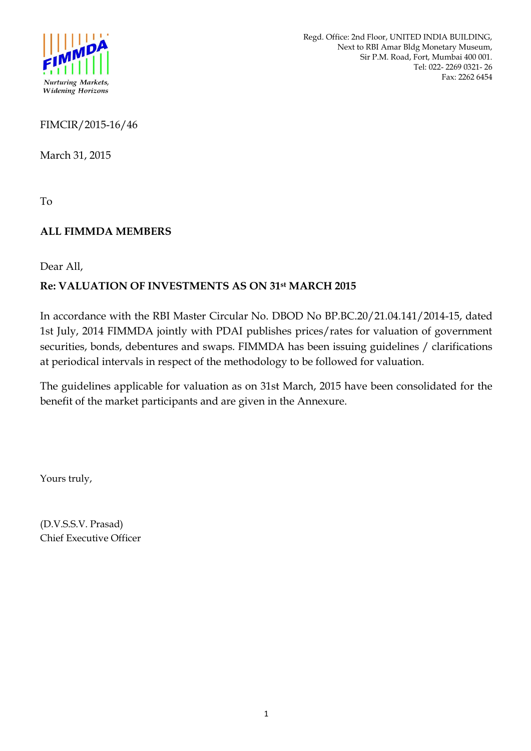Regd. Office: 2nd Floor, UNITED INDIA BUILDING,
Next to RBI Amar Bldg Monetary Museum,
Sir P.M. Road, Fort, Mumbai 400 001.
Tel: 022- 2269 0321- 26
Fax: 2262 6454

FIMCIR/2015-16/46

March 31, 2015

To

**ALL FIMMDA MEMBERS**

Dear All,

**Re: VALUATION OF INVESTMENTS AS ON 31st MARCH 2015**

In accordance with the RBI Master Circular No. DBOD No BP.BC.20/21.04.141/2014-15, dated 1st July, 2014 FIMMDA jointly with PDAI publishes prices/rates for valuation of government securities, bonds, debentures and swaps. FIMMDA has been issuing guidelines / clarifications at periodical intervals in respect of the methodology to be followed for valuation.

The guidelines applicable for valuation as on 31st March, 2015 have been consolidated for the benefit of the market participants and are given in the Annexure.

Yours truly,

(D.V.S.S.V. Prasad)
Chief Executive Officer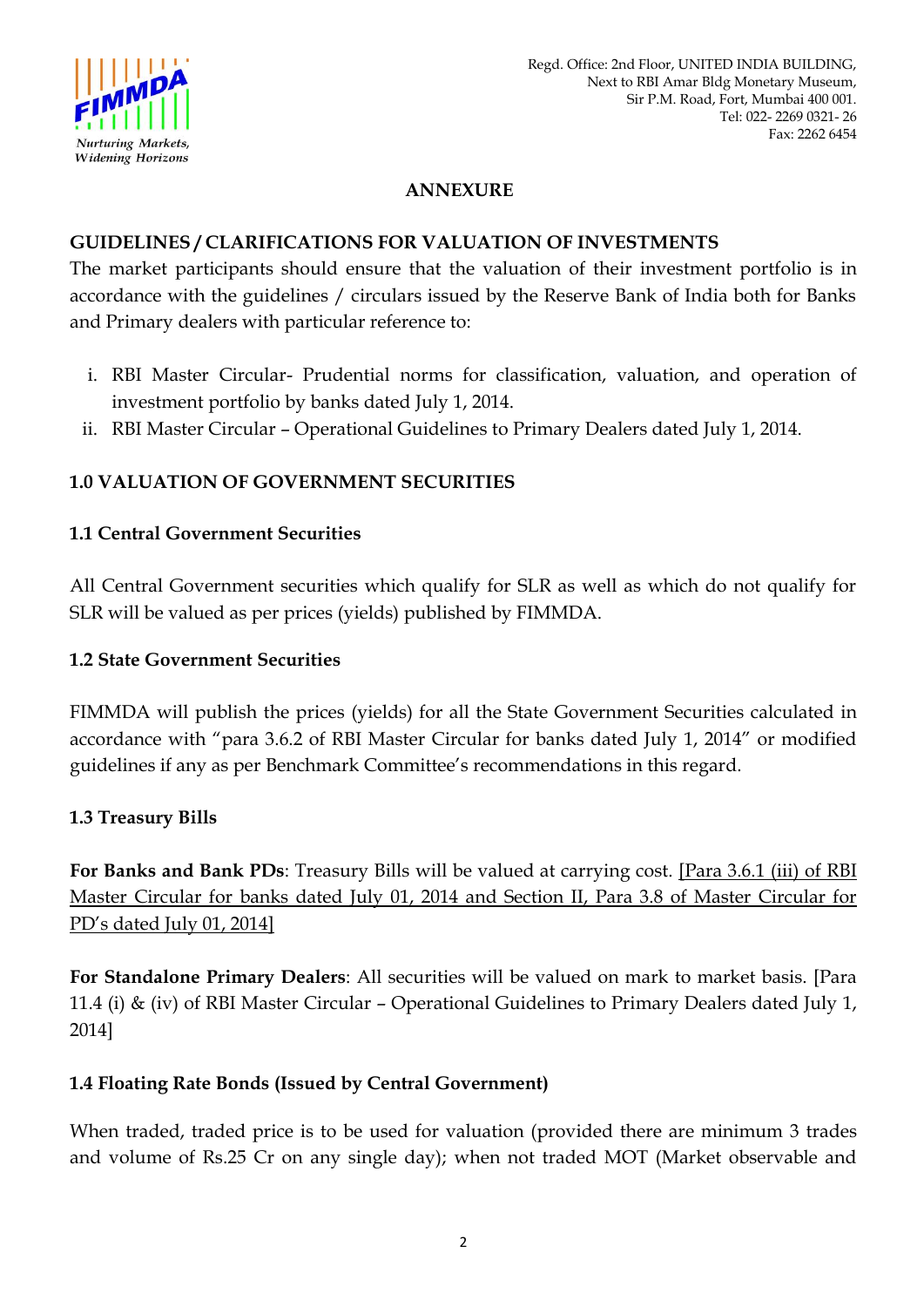## ANNEXURE

### GUIDELINES / CLARIFICATIONS FOR VALUATION OF INVESTMENTS

The market participants should ensure that the valuation of their investment portfolio is in accordance with the guidelines / circulars issued by the Reserve Bank of India both for Banks and Primary dealers with particular reference to:

i. RBI Master Circular- Prudential norms for classification, valuation, and operation of investment portfolio by banks dated July 1, 2014.
ii. RBI Master Circular – Operational Guidelines to Primary Dealers dated July 1, 2014.

### 1.0 VALUATION OF GOVERNMENT SECURITIES

#### 1.1 Central Government Securities

All Central Government securities which qualify for SLR as well as which do not qualify for SLR will be valued as per prices (yields) published by FIMMDA.

#### 1.2 State Government Securities

FIMMDA will publish the prices (yields) for all the State Government Securities calculated in accordance with "para 3.6.2 of RBI Master Circular for banks dated July 1, 2014" or modified guidelines if any as per Benchmark Committee's recommendations in this regard.

#### 1.3 Treasury Bills

**For Banks and Bank PDs**: Treasury Bills will be valued at carrying cost. [Para 3.6.1 (iii) of RBI Master Circular for banks dated July 01, 2014 and Section II, Para 3.8 of Master Circular for PD's dated July 01, 2014]

**For Standalone Primary Dealers**: All securities will be valued on mark to market basis. [Para 11.4 (i) & (iv) of RBI Master Circular – Operational Guidelines to Primary Dealers dated July 1, 2014]

#### 1.4 Floating Rate Bonds (Issued by Central Government)

When traded, traded price is to be used for valuation (provided there are minimum 3 trades and volume of Rs.25 Cr on any single day); when not traded MOT (Market observable and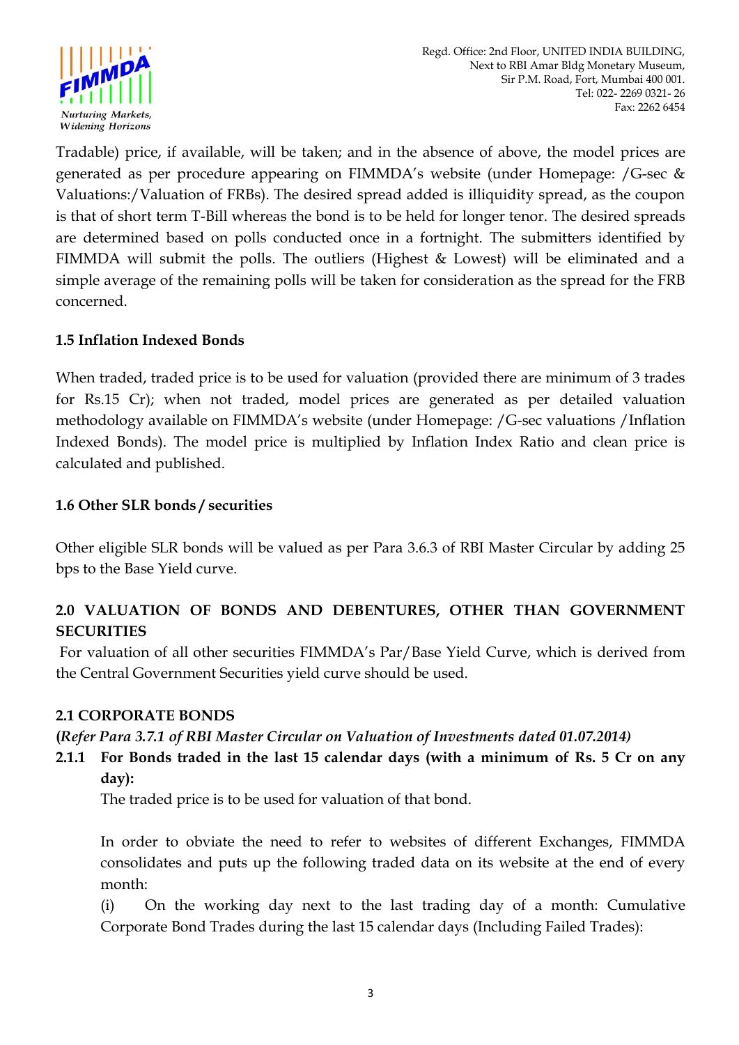Tradable) price, if available, will be taken; and in the absence of above, the model prices are generated as per procedure appearing on FIMMDA's website (under Homepage: /G-sec & Valuations:/Valuation of FRBs). The desired spread added is illiquidity spread, as the coupon is that of short term T-Bill whereas the bond is to be held for longer tenor. The desired spreads are determined based on polls conducted once in a fortnight. The submitters identified by FIMMDA will submit the polls. The outliers (Highest & Lowest) will be eliminated and a simple average of the remaining polls will be taken for consideration as the spread for the FRB concerned.

### 1.5 Inflation Indexed Bonds

When traded, traded price is to be used for valuation (provided there are minimum of 3 trades for Rs.15 Cr); when not traded, model prices are generated as per detailed valuation methodology available on FIMMDA's website (under Homepage: /G-sec valuations /Inflation Indexed Bonds). The model price is multiplied by Inflation Index Ratio and clean price is calculated and published.

### 1.6 Other SLR bonds / securities

Other eligible SLR bonds will be valued as per Para 3.6.3 of RBI Master Circular by adding 25 bps to the Base Yield curve.

## 2.0 VALUATION OF BONDS AND DEBENTURES, OTHER THAN GOVERNMENT SECURITIES

For valuation of all other securities FIMMDA's Par/Base Yield Curve, which is derived from the Central Government Securities yield curve should be used.

### 2.1 CORPORATE BONDS

**(*Refer Para 3.7.1 of RBI Master Circular on Valuation of Investments dated 01.07.2014)***

**2.1.1 For Bonds traded in the last 15 calendar days (with a minimum of Rs. 5 Cr on any day):**

The traded price is to be used for valuation of that bond.

In order to obviate the need to refer to websites of different Exchanges, FIMMDA consolidates and puts up the following traded data on its website at the end of every month:

(i) On the working day next to the last trading day of a month: Cumulative Corporate Bond Trades during the last 15 calendar days (Including Failed Trades):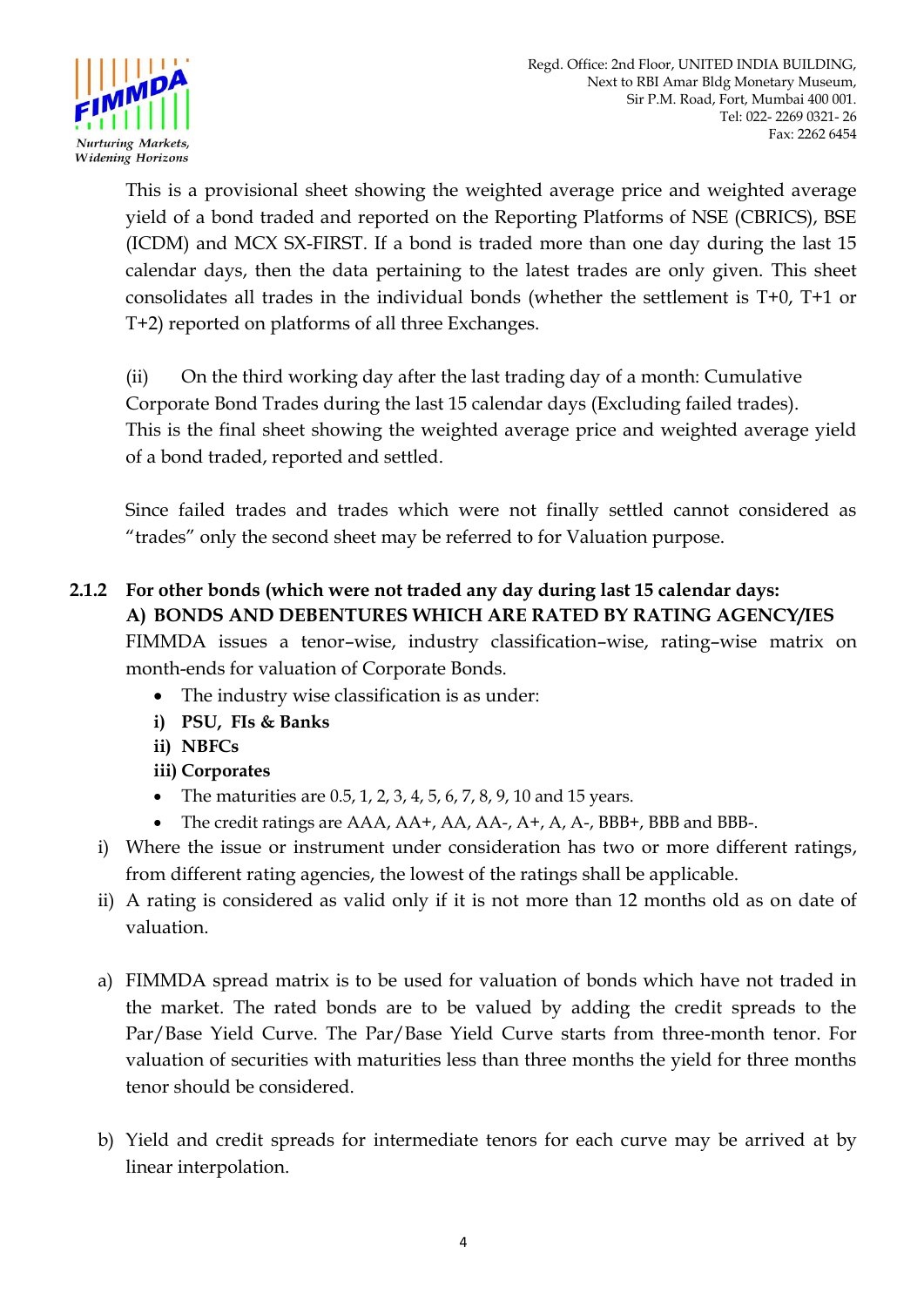This is a provisional sheet showing the weighted average price and weighted average yield of a bond traded and reported on the Reporting Platforms of NSE (CBRICS), BSE (ICDM) and MCX SX-FIRST. If a bond is traded more than one day during the last 15 calendar days, then the data pertaining to the latest trades are only given. This sheet consolidates all trades in the individual bonds (whether the settlement is T+0, T+1 or T+2) reported on platforms of all three Exchanges.

(ii) On the third working day after the last trading day of a month: Cumulative Corporate Bond Trades during the last 15 calendar days (Excluding failed trades). This is the final sheet showing the weighted average price and weighted average yield of a bond traded, reported and settled.

Since failed trades and trades which were not finally settled cannot considered as "trades" only the second sheet may be referred to for Valuation purpose.

**2.1.2 For other bonds (which were not traded any day during last 15 calendar days:**

**A) BONDS AND DEBENTURES WHICH ARE RATED BY RATING AGENCY/IES**

FIMMDA issues a tenor–wise, industry classification–wise, rating–wise matrix on month-ends for valuation of Corporate Bonds.

- The industry wise classification is as under:

**i) PSU, FIs & Banks**

**ii) NBFCs**

**iii) Corporates**

- The maturities are 0.5, 1, 2, 3, 4, 5, 6, 7, 8, 9, 10 and 15 years.
- The credit ratings are AAA, AA+, AA, AA-, A+, A, A-, BBB+, BBB and BBB-.

i) Where the issue or instrument under consideration has two or more different ratings, from different rating agencies, the lowest of the ratings shall be applicable.

ii) A rating is considered as valid only if it is not more than 12 months old as on date of valuation.

a) FIMMDA spread matrix is to be used for valuation of bonds which have not traded in the market. The rated bonds are to be valued by adding the credit spreads to the Par/Base Yield Curve. The Par/Base Yield Curve starts from three-month tenor. For valuation of securities with maturities less than three months the yield for three months tenor should be considered.

b) Yield and credit spreads for intermediate tenors for each curve may be arrived at by linear interpolation.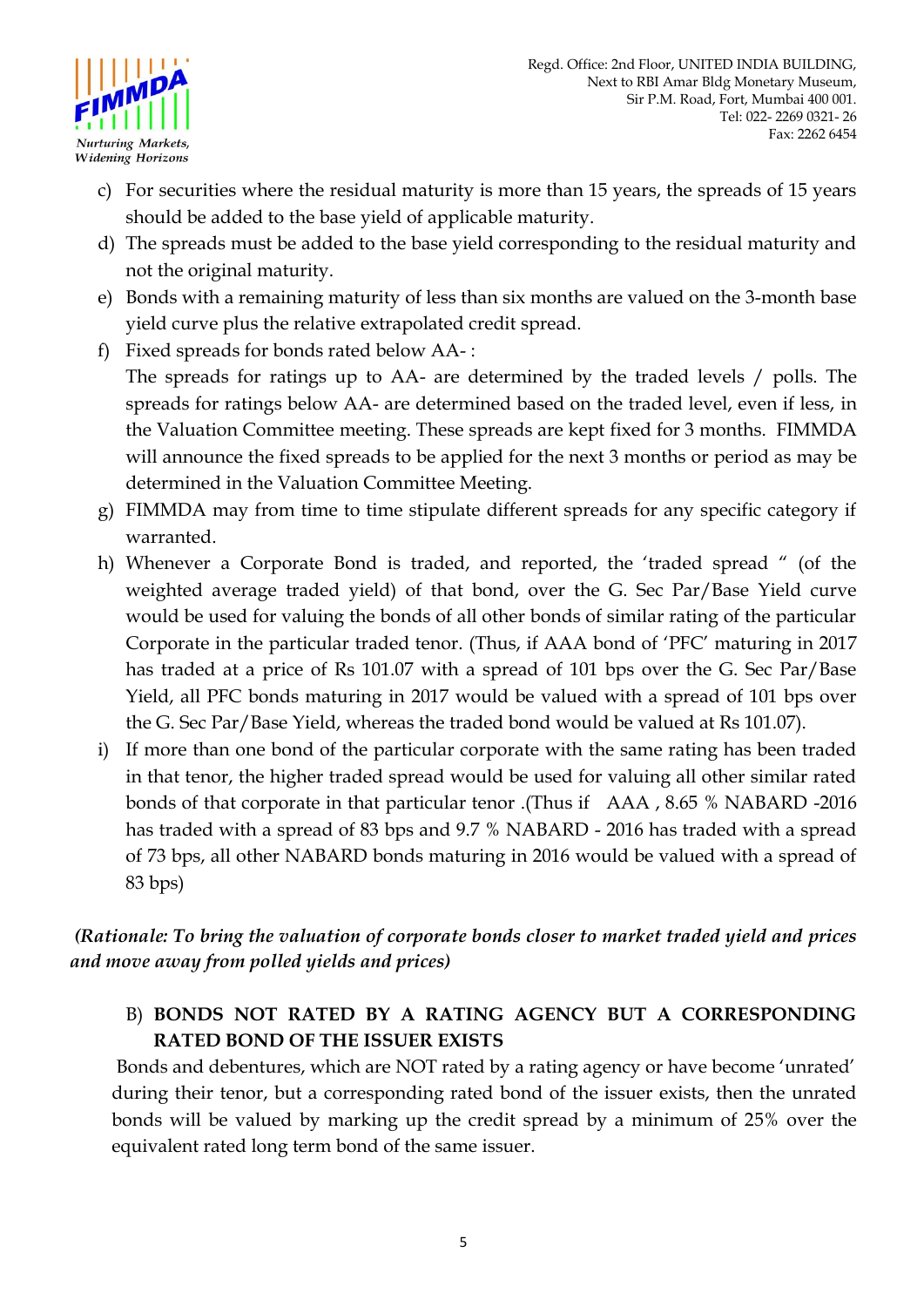c) For securities where the residual maturity is more than 15 years, the spreads of 15 years should be added to the base yield of applicable maturity.

d) The spreads must be added to the base yield corresponding to the residual maturity and not the original maturity.

e) Bonds with a remaining maturity of less than six months are valued on the 3-month base yield curve plus the relative extrapolated credit spread.

f) Fixed spreads for bonds rated below AA- :
The spreads for ratings up to AA- are determined by the traded levels / polls. The spreads for ratings below AA- are determined based on the traded level, even if less, in the Valuation Committee meeting. These spreads are kept fixed for 3 months. FIMMDA will announce the fixed spreads to be applied for the next 3 months or period as may be determined in the Valuation Committee Meeting.

g) FIMMDA may from time to time stipulate different spreads for any specific category if warranted.

h) Whenever a Corporate Bond is traded, and reported, the 'traded spread " (of the weighted average traded yield) of that bond, over the G. Sec Par/Base Yield curve would be used for valuing the bonds of all other bonds of similar rating of the particular Corporate in the particular traded tenor. (Thus, if AAA bond of 'PFC' maturing in 2017 has traded at a price of Rs 101.07 with a spread of 101 bps over the G. Sec Par/Base Yield, all PFC bonds maturing in 2017 would be valued with a spread of 101 bps over the G. Sec Par/Base Yield, whereas the traded bond would be valued at Rs 101.07).

i) If more than one bond of the particular corporate with the same rating has been traded in that tenor, the higher traded spread would be used for valuing all other similar rated bonds of that corporate in that particular tenor .(Thus if AAA , 8.65 % NABARD -2016 has traded with a spread of 83 bps and 9.7 % NABARD - 2016 has traded with a spread of 73 bps, all other NABARD bonds maturing in 2016 would be valued with a spread of 83 bps)

***(Rationale: To bring the valuation of corporate bonds closer to market traded yield and prices and move away from polled yields and prices)***

B) **BONDS NOT RATED BY A RATING AGENCY BUT A CORRESPONDING RATED BOND OF THE ISSUER EXISTS**

Bonds and debentures, which are NOT rated by a rating agency or have become 'unrated' during their tenor, but a corresponding rated bond of the issuer exists, then the unrated bonds will be valued by marking up the credit spread by a minimum of 25% over the equivalent rated long term bond of the same issuer.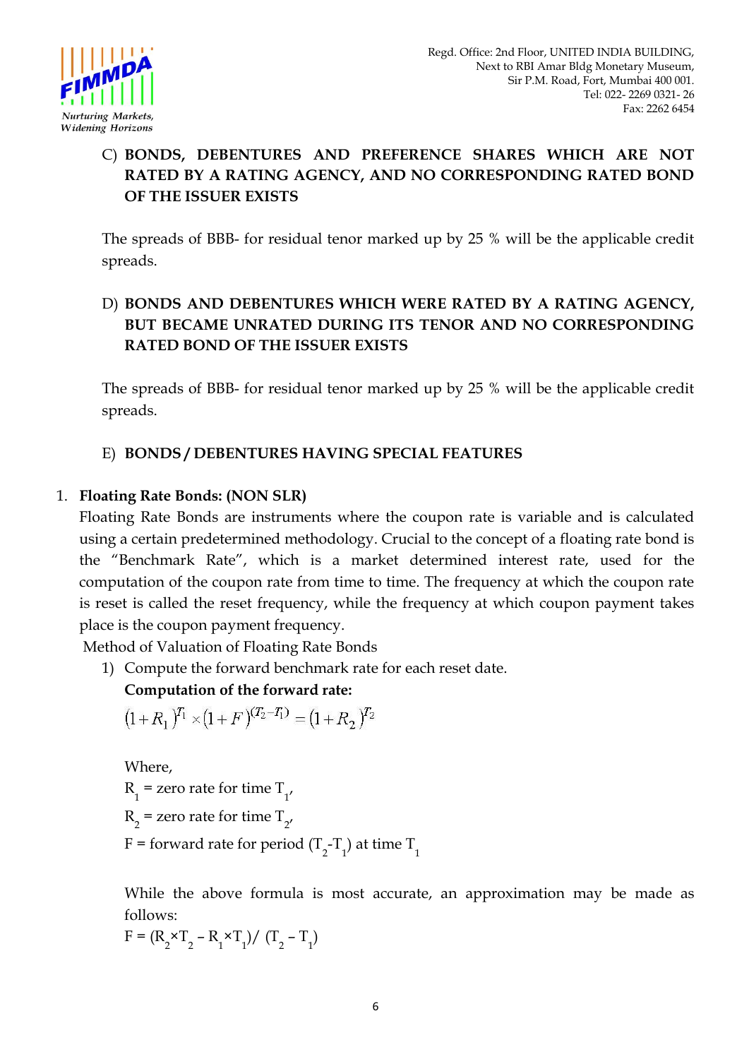C) **BONDS, DEBENTURES AND PREFERENCE SHARES WHICH ARE NOT RATED BY A RATING AGENCY, AND NO CORRESPONDING RATED BOND OF THE ISSUER EXISTS**

The spreads of BBB- for residual tenor marked up by 25 % will be the applicable credit spreads.

D) **BONDS AND DEBENTURES WHICH WERE RATED BY A RATING AGENCY, BUT BECAME UNRATED DURING ITS TENOR AND NO CORRESPONDING RATED BOND OF THE ISSUER EXISTS**

The spreads of BBB- for residual tenor marked up by 25 % will be the applicable credit spreads.

E) **BONDS / DEBENTURES HAVING SPECIAL FEATURES**

1. **Floating Rate Bonds: (NON SLR)**

   Floating Rate Bonds are instruments where the coupon rate is variable and is calculated using a certain predetermined methodology. Crucial to the concept of a floating rate bond is the "Benchmark Rate", which is a market determined interest rate, used for the computation of the coupon rate from time to time. The frequency at which the coupon rate is reset is called the reset frequency, while the frequency at which coupon payment takes place is the coupon payment frequency.

   Method of Valuation of Floating Rate Bonds

   1) Compute the forward benchmark rate for each reset date.

      **Computation of the forward rate:**

      $$(1+R_1)^{T_1} \times (1+F)^{(T_2-T_1)} = (1+R_2)^{T_2}$$

      Where,

      $R_1$ = zero rate for time $T_1$,

      $R_2$ = zero rate for time $T_2$,

      F = forward rate for period $(T_2-T_1)$ at time $T_1$

      While the above formula is most accurate, an approximation may be made as follows:

      $F = (R_2 \times T_2 - R_1 \times T_1) / (T_2 - T_1)$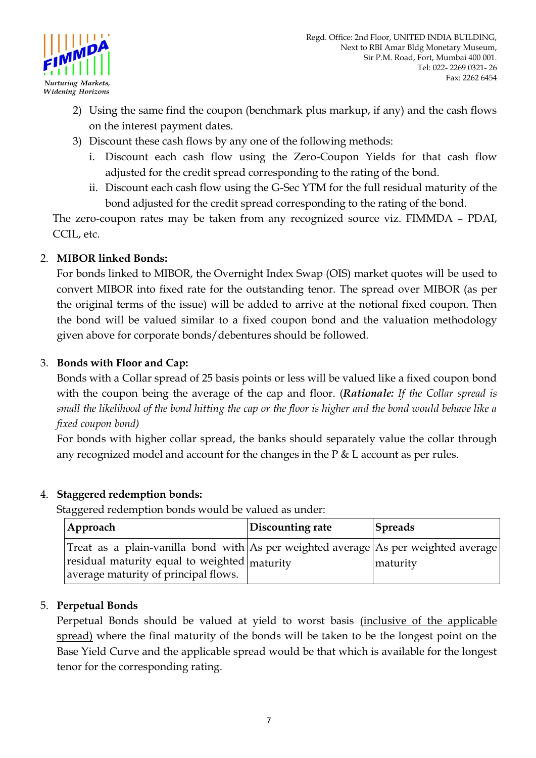2) Using the same find the coupon (benchmark plus markup, if any) and the cash flows on the interest payment dates.
3) Discount these cash flows by any one of the following methods:
   i. Discount each cash flow using the Zero-Coupon Yields for that cash flow adjusted for the credit spread corresponding to the rating of the bond.
   ii. Discount each cash flow using the G-Sec YTM for the full residual maturity of the bond adjusted for the credit spread corresponding to the rating of the bond.

The zero-coupon rates may be taken from any recognized source viz. FIMMDA – PDAI, CCIL, etc.

2. **MIBOR linked Bonds:**

   For bonds linked to MIBOR, the Overnight Index Swap (OIS) market quotes will be used to convert MIBOR into fixed rate for the outstanding tenor. The spread over MIBOR (as per the original terms of the issue) will be added to arrive at the notional fixed coupon. Then the bond will be valued similar to a fixed coupon bond and the valuation methodology given above for corporate bonds/debentures should be followed.

3. **Bonds with Floor and Cap:**

   Bonds with a Collar spread of 25 basis points or less will be valued like a fixed coupon bond with the coupon being the average of the cap and floor. (***Rationale:*** *If the Collar spread is small the likelihood of the bond hitting the cap or the floor is higher and the bond would behave like a fixed coupon bond*)

   For bonds with higher collar spread, the banks should separately value the collar through any recognized model and account for the changes in the P & L account as per rules.

4. **Staggered redemption bonds:**

   Staggered redemption bonds would be valued as under:

| Approach | Discounting rate | Spreads |
|---|---|---|
| Treat as a plain-vanilla bond with residual maturity equal to weighted average maturity of principal flows. | As per weighted average maturity | As per weighted average maturity |

5. **Perpetual Bonds**

   Perpetual Bonds should be valued at yield to worst basis (inclusive of the applicable spread) where the final maturity of the bonds will be taken to be the longest point on the Base Yield Curve and the applicable spread would be that which is available for the longest tenor for the corresponding rating.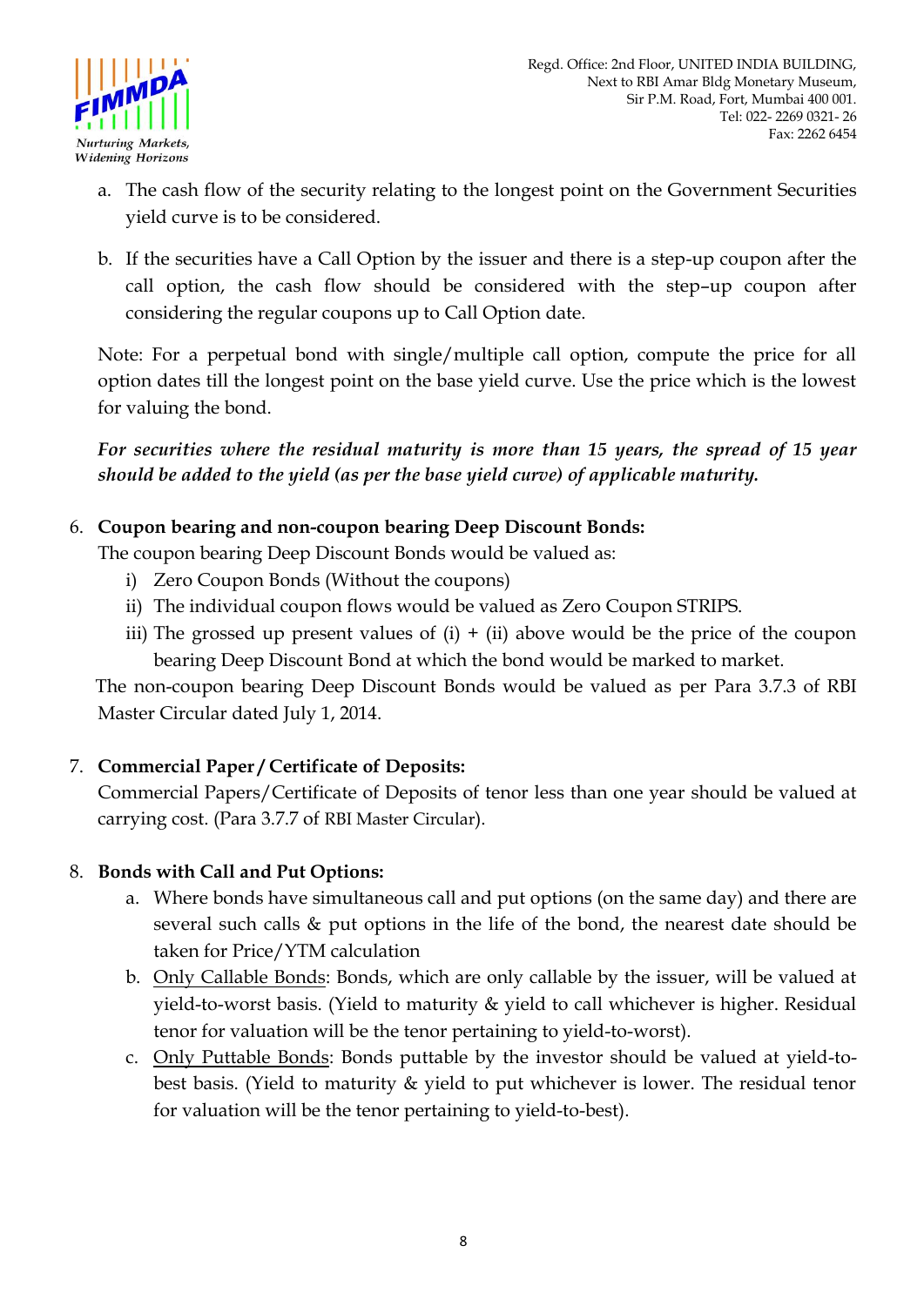a. The cash flow of the security relating to the longest point on the Government Securities yield curve is to be considered.

b. If the securities have a Call Option by the issuer and there is a step-up coupon after the call option, the cash flow should be considered with the step–up coupon after considering the regular coupons up to Call Option date.

Note: For a perpetual bond with single/multiple call option, compute the price for all option dates till the longest point on the base yield curve. Use the price which is the lowest for valuing the bond.

***For securities where the residual maturity is more than 15 years, the spread of 15 year should be added to the yield (as per the base yield curve) of applicable maturity.***

6. **Coupon bearing and non-coupon bearing Deep Discount Bonds:**
   The coupon bearing Deep Discount Bonds would be valued as:
   i) Zero Coupon Bonds (Without the coupons)
   ii) The individual coupon flows would be valued as Zero Coupon STRIPS.
   iii) The grossed up present values of (i) + (ii) above would be the price of the coupon bearing Deep Discount Bond at which the bond would be marked to market.

   The non-coupon bearing Deep Discount Bonds would be valued as per Para 3.7.3 of RBI Master Circular dated July 1, 2014.

7. **Commercial Paper / Certificate of Deposits:**
   Commercial Papers/Certificate of Deposits of tenor less than one year should be valued at carrying cost. (Para 3.7.7 of RBI Master Circular).

8. **Bonds with Call and Put Options:**
   a. Where bonds have simultaneous call and put options (on the same day) and there are several such calls & put options in the life of the bond, the nearest date should be taken for Price/YTM calculation
   b. Only Callable Bonds: Bonds, which are only callable by the issuer, will be valued at yield-to-worst basis. (Yield to maturity & yield to call whichever is higher. Residual tenor for valuation will be the tenor pertaining to yield-to-worst).
   c. Only Puttable Bonds: Bonds puttable by the investor should be valued at yield-to-best basis. (Yield to maturity & yield to put whichever is lower. The residual tenor for valuation will be the tenor pertaining to yield-to-best).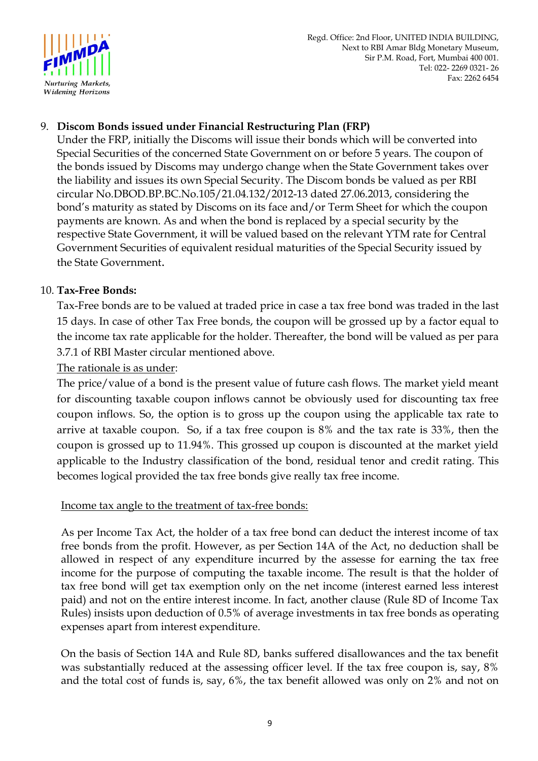9. **Discom Bonds issued under Financial Restructuring Plan (FRP)**
   Under the FRP, initially the Discoms will issue their bonds which will be converted into Special Securities of the concerned State Government on or before 5 years. The coupon of the bonds issued by Discoms may undergo change when the State Government takes over the liability and issues its own Special Security. The Discom bonds be valued as per RBI circular No.DBOD.BP.BC.No.105/21.04.132/2012-13 dated 27.06.2013, considering the bond's maturity as stated by Discoms on its face and/or Term Sheet for which the coupon payments are known. As and when the bond is replaced by a special security by the respective State Government, it will be valued based on the relevant YTM rate for Central Government Securities of equivalent residual maturities of the Special Security issued by the State Government.

10. **Tax-Free Bonds:**
    Tax-Free bonds are to be valued at traded price in case a tax free bond was traded in the last 15 days. In case of other Tax Free bonds, the coupon will be grossed up by a factor equal to the income tax rate applicable for the holder. Thereafter, the bond will be valued as per para 3.7.1 of RBI Master circular mentioned above.

    The rationale is as under:

    The price/value of a bond is the present value of future cash flows. The market yield meant for discounting taxable coupon inflows cannot be obviously used for discounting tax free coupon inflows. So, the option is to gross up the coupon using the applicable tax rate to arrive at taxable coupon. So, if a tax free coupon is 8% and the tax rate is 33%, then the coupon is grossed up to 11.94%. This grossed up coupon is discounted at the market yield applicable to the Industry classification of the bond, residual tenor and credit rating. This becomes logical provided the tax free bonds give really tax free income.

    Income tax angle to the treatment of tax-free bonds:

    As per Income Tax Act, the holder of a tax free bond can deduct the interest income of tax free bonds from the profit. However, as per Section 14A of the Act, no deduction shall be allowed in respect of any expenditure incurred by the assesse for earning the tax free income for the purpose of computing the taxable income. The result is that the holder of tax free bond will get tax exemption only on the net income (interest earned less interest paid) and not on the entire interest income. In fact, another clause (Rule 8D of Income Tax Rules) insists upon deduction of 0.5% of average investments in tax free bonds as operating expenses apart from interest expenditure.

    On the basis of Section 14A and Rule 8D, banks suffered disallowances and the tax benefit was substantially reduced at the assessing officer level. If the tax free coupon is, say, 8% and the total cost of funds is, say, 6%, the tax benefit allowed was only on 2% and not on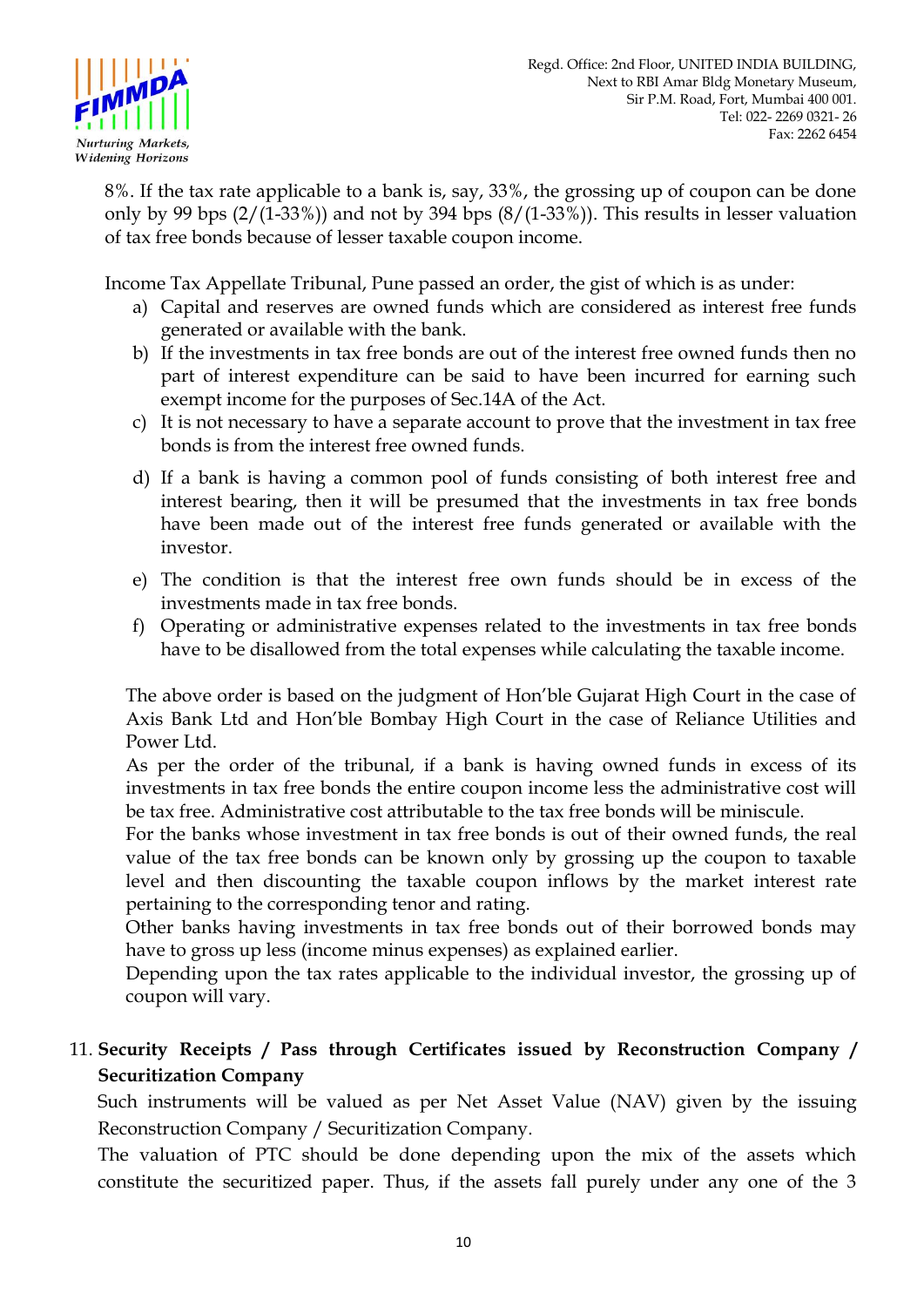8%. If the tax rate applicable to a bank is, say, 33%, the grossing up of coupon can be done only by 99 bps (2/(1-33%)) and not by 394 bps (8/(1-33%)). This results in lesser valuation of tax free bonds because of lesser taxable coupon income.

Income Tax Appellate Tribunal, Pune passed an order, the gist of which is as under:

a) Capital and reserves are owned funds which are considered as interest free funds generated or available with the bank.
b) If the investments in tax free bonds are out of the interest free owned funds then no part of interest expenditure can be said to have been incurred for earning such exempt income for the purposes of Sec.14A of the Act.
c) It is not necessary to have a separate account to prove that the investment in tax free bonds is from the interest free owned funds.
d) If a bank is having a common pool of funds consisting of both interest free and interest bearing, then it will be presumed that the investments in tax free bonds have been made out of the interest free funds generated or available with the investor.
e) The condition is that the interest free own funds should be in excess of the investments made in tax free bonds.
f) Operating or administrative expenses related to the investments in tax free bonds have to be disallowed from the total expenses while calculating the taxable income.

The above order is based on the judgment of Hon'ble Gujarat High Court in the case of Axis Bank Ltd and Hon'ble Bombay High Court in the case of Reliance Utilities and Power Ltd.

As per the order of the tribunal, if a bank is having owned funds in excess of its investments in tax free bonds the entire coupon income less the administrative cost will be tax free. Administrative cost attributable to the tax free bonds will be miniscule.

For the banks whose investment in tax free bonds is out of their owned funds, the real value of the tax free bonds can be known only by grossing up the coupon to taxable level and then discounting the taxable coupon inflows by the market interest rate pertaining to the corresponding tenor and rating.

Other banks having investments in tax free bonds out of their borrowed bonds may have to gross up less (income minus expenses) as explained earlier.

Depending upon the tax rates applicable to the individual investor, the grossing up of coupon will vary.

11. **Security Receipts / Pass through Certificates issued by Reconstruction Company / Securitization Company**

Such instruments will be valued as per Net Asset Value (NAV) given by the issuing Reconstruction Company / Securitization Company.

The valuation of PTC should be done depending upon the mix of the assets which constitute the securitized paper. Thus, if the assets fall purely under any one of the 3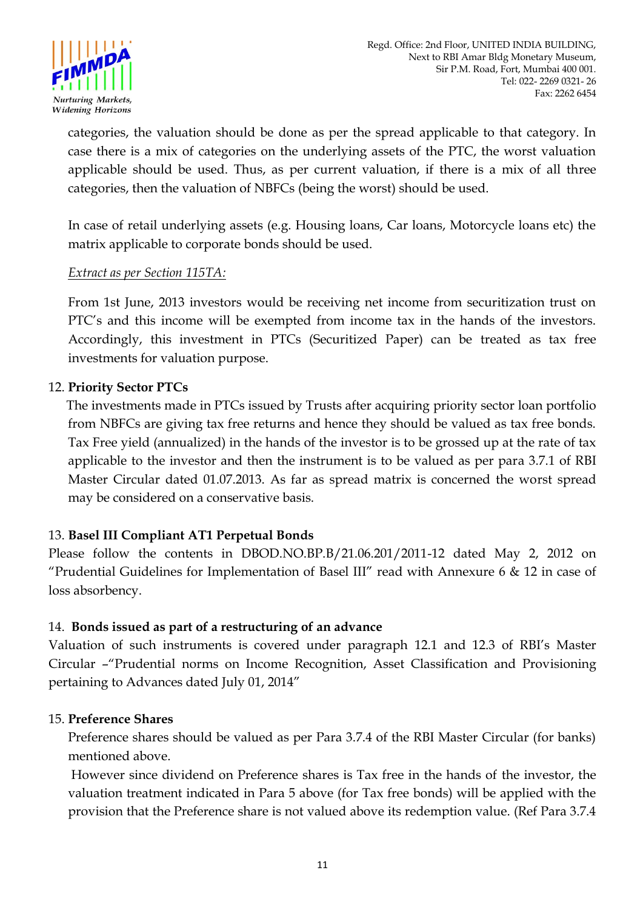categories, the valuation should be done as per the spread applicable to that category. In case there is a mix of categories on the underlying assets of the PTC, the worst valuation applicable should be used. Thus, as per current valuation, if there is a mix of all three categories, then the valuation of NBFCs (being the worst) should be used.

In case of retail underlying assets (e.g. Housing loans, Car loans, Motorcycle loans etc) the matrix applicable to corporate bonds should be used.

*Extract as per Section 115TA:*

From 1st June, 2013 investors would be receiving net income from securitization trust on PTC's and this income will be exempted from income tax in the hands of the investors. Accordingly, this investment in PTCs (Securitized Paper) can be treated as tax free investments for valuation purpose.

12. **Priority Sector PTCs**

The investments made in PTCs issued by Trusts after acquiring priority sector loan portfolio from NBFCs are giving tax free returns and hence they should be valued as tax free bonds. Tax Free yield (annualized) in the hands of the investor is to be grossed up at the rate of tax applicable to the investor and then the instrument is to be valued as per para 3.7.1 of RBI Master Circular dated 01.07.2013. As far as spread matrix is concerned the worst spread may be considered on a conservative basis.

13. **Basel III Compliant AT1 Perpetual Bonds**

Please follow the contents in DBOD.NO.BP.B/21.06.201/2011-12 dated May 2, 2012 on "Prudential Guidelines for Implementation of Basel III" read with Annexure 6 & 12 in case of loss absorbency.

14. **Bonds issued as part of a restructuring of an advance**

Valuation of such instruments is covered under paragraph 12.1 and 12.3 of RBI's Master Circular –"Prudential norms on Income Recognition, Asset Classification and Provisioning pertaining to Advances dated July 01, 2014"

15. **Preference Shares**

Preference shares should be valued as per Para 3.7.4 of the RBI Master Circular (for banks) mentioned above.

However since dividend on Preference shares is Tax free in the hands of the investor, the valuation treatment indicated in Para 5 above (for Tax free bonds) will be applied with the provision that the Preference share is not valued above its redemption value. (Ref Para 3.7.4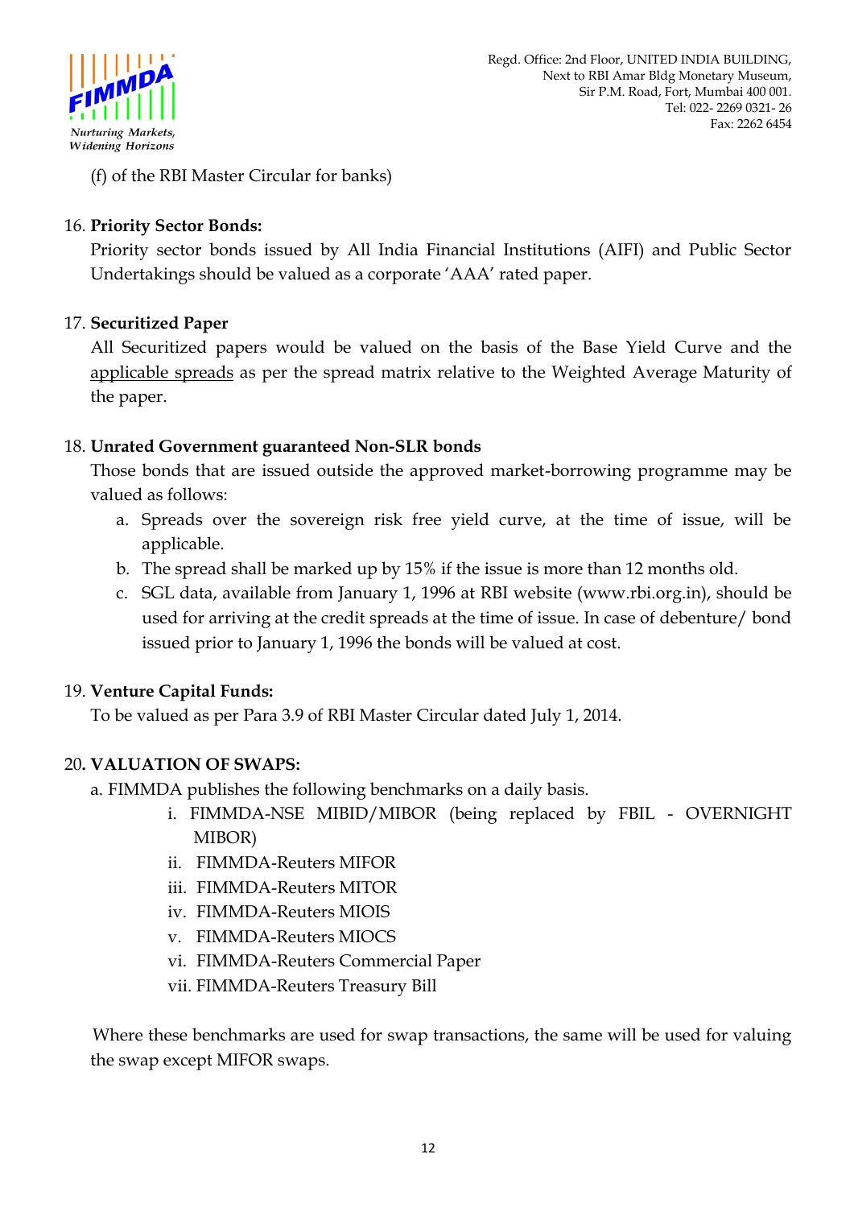(f) of the RBI Master Circular for banks)

16. **Priority Sector Bonds:**

    Priority sector bonds issued by All India Financial Institutions (AIFI) and Public Sector Undertakings should be valued as a corporate 'AAA' rated paper.

17. **Securitized Paper**

    All Securitized papers would be valued on the basis of the Base Yield Curve and the applicable spreads as per the spread matrix relative to the Weighted Average Maturity of the paper.

18. **Unrated Government guaranteed Non-SLR bonds**

    Those bonds that are issued outside the approved market-borrowing programme may be valued as follows:

    a. Spreads over the sovereign risk free yield curve, at the time of issue, will be applicable.
    b. The spread shall be marked up by 15% if the issue is more than 12 months old.
    c. SGL data, available from January 1, 1996 at RBI website (www.rbi.org.in), should be used for arriving at the credit spreads at the time of issue. In case of debenture/ bond issued prior to January 1, 1996 the bonds will be valued at cost.

19. **Venture Capital Funds:**

    To be valued as per Para 3.9 of RBI Master Circular dated July 1, 2014.

20. **VALUATION OF SWAPS:**

    a. FIMMDA publishes the following benchmarks on a daily basis.

       i. FIMMDA-NSE MIBID/MIBOR (being replaced by FBIL - OVERNIGHT MIBOR)
       ii. FIMMDA-Reuters MIFOR
       iii. FIMMDA-Reuters MITOR
       iv. FIMMDA-Reuters MIOIS
       v. FIMMDA-Reuters MIOCS
       vi. FIMMDA-Reuters Commercial Paper
       vii. FIMMDA-Reuters Treasury Bill

    Where these benchmarks are used for swap transactions, the same will be used for valuing the swap except MIFOR swaps.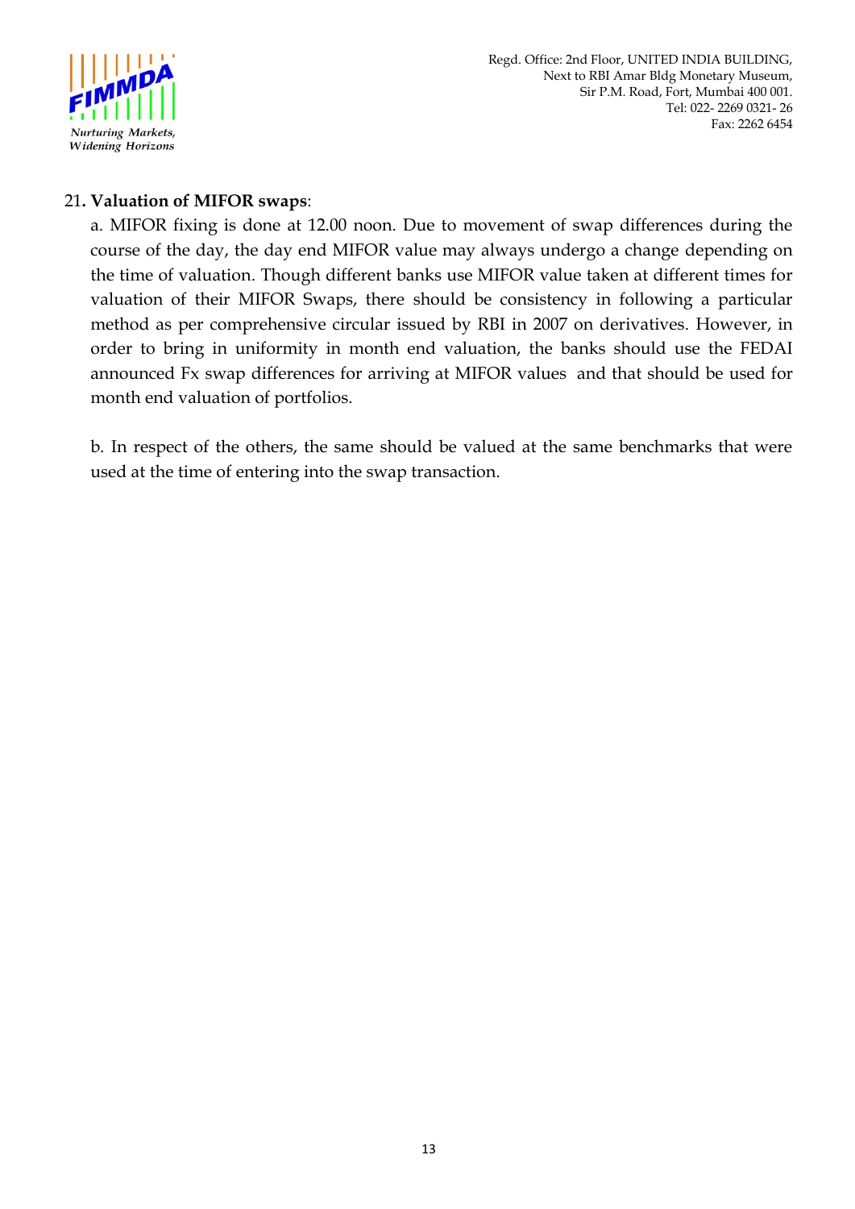21. **Valuation of MIFOR swaps**:

a. MIFOR fixing is done at 12.00 noon. Due to movement of swap differences during the course of the day, the day end MIFOR value may always undergo a change depending on the time of valuation. Though different banks use MIFOR value taken at different times for valuation of their MIFOR Swaps, there should be consistency in following a particular method as per comprehensive circular issued by RBI in 2007 on derivatives. However, in order to bring in uniformity in month end valuation, the banks should use the FEDAI announced Fx swap differences for arriving at MIFOR values and that should be used for month end valuation of portfolios.

b. In respect of the others, the same should be valued at the same benchmarks that were used at the time of entering into the swap transaction.